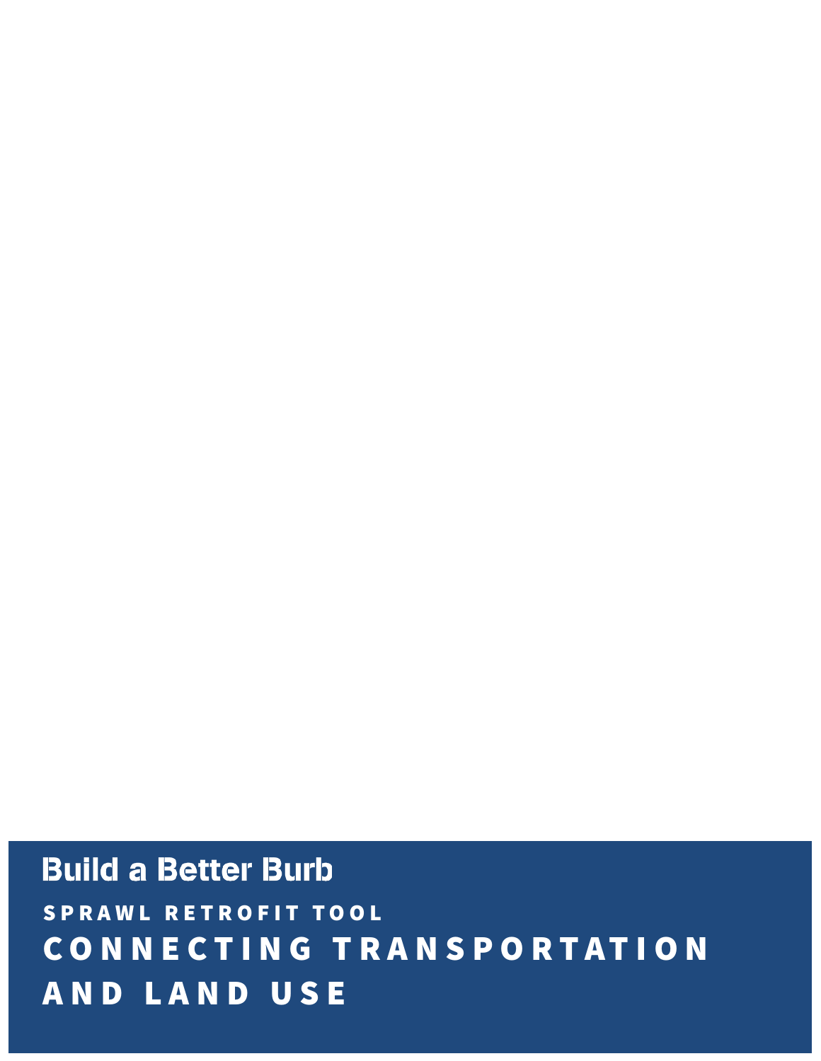**Build a Better Burb**

SPRAWL RETROFIT TOOL

# CONNECTING TRANSPORTATION AND LAND USE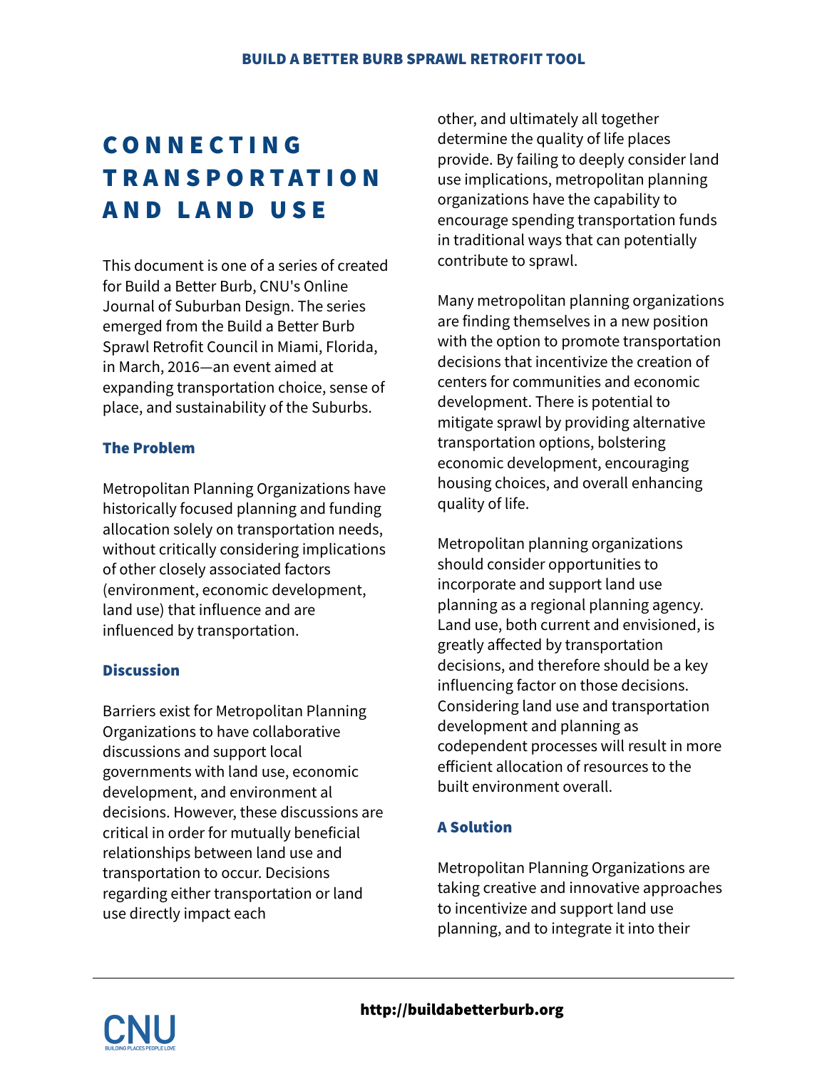# CONNECTING TRANSPORTATION AND LAND USE

This document is one of a series of created for Build a Better Burb, CNU's Online Journal of Suburban Design. The series emerged from the Build a Better Burb Sprawl Retrofit Council in Miami, Florida, in March, 2016—an event aimed at expanding transportation choice, sense of place, and sustainability of the Suburbs.

### The Problem

Metropolitan Planning Organizations have historically focused planning and funding allocation solely on transportation needs, without critically considering implications of other closely associated factors (environment, economic development, land use) that influence and are influenced by transportation.

### Discussion

Barriers exist for Metropolitan Planning Organizations to have collaborative discussions and support local governments with land use, economic development, and environment al decisions. However, these discussions are critical in order for mutually beneficial relationships between land use and transportation to occur. Decisions regarding either transportation or land use directly impact each other, and ultimately all together determine the quality of life places provide. By failing to deeply consider land use implications, metropolitan planning organizations have the capability to encourage spending transportation funds in traditional ways that can potentially contribute to sprawl.

Many metropolitan planning organizations are finding themselves in a new position with the option to promote transportation decisions that incentivize the creation of centers for communities and economic development. There is potential to mitigate sprawl by providing alternative transportation options, bolstering economic development, encouraging housing choices, and overall enhancing quality of life.

Metropolitan planning organizations should consider opportunities to incorporate and support land use planning as a regional planning agency. Land use, both current and envisioned, is greatly affected by transportation decisions, and therefore should be a key influencing factor on those decisions. Considering land use and transportation development and planning as codependent processes will result in more efficient allocation of resources to the built environment overall.

### A Solution

Metropolitan Planning Organizations are taking creative and innovative approaches to incentivize and support land use planning, and to integrate it into their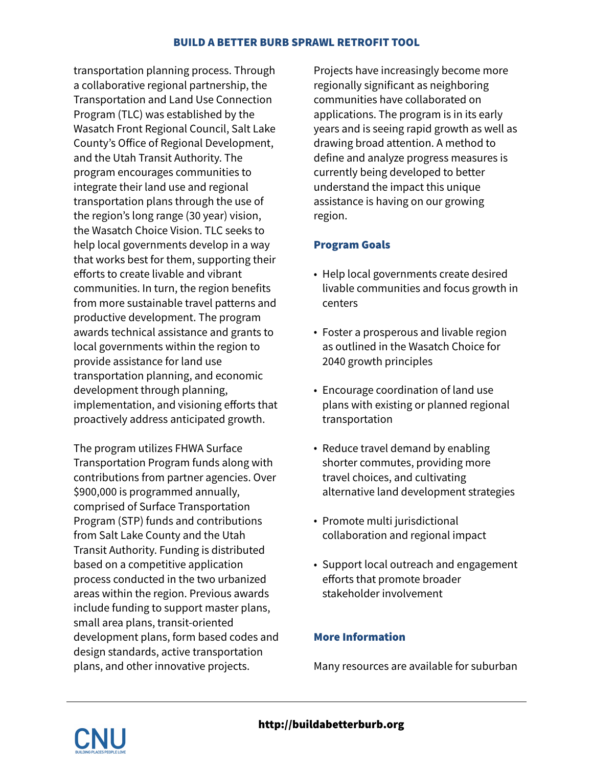transportation planning process. Through a collaborative regional partnership, the Transportation and Land Use Connection Program (TLC) was established by the Wasatch Front Regional Council, Salt Lake County's Office of Regional Development, and the Utah Transit Authority. The program encourages communities to integrate their land use and regional transportation plans through the use of the region's long range (30 year) vision, the Wasatch Choice Vision. TLC seeks to help local governments develop in a way that works best for them, supporting their efforts to create livable and vibrant communities. In turn, the region benefits from more sustainable travel patterns and productive development. The program awards technical assistance and grants to local governments within the region to provide assistance for land use transportation planning, and economic development through planning, implementation, and visioning efforts that proactively address anticipated growth.

The program utilizes FHWA Surface Transportation Program funds along with contributions from partner agencies. Over $900,000 is programmed annually, comprised of Surface Transportation Program (STP) funds and contributions from Salt Lake County and the Utah Transit Authority. Funding is distributed based on a competitive application process conducted in the two urbanized areas within the region. Previous awards include funding to support master plans, small area plans, transit-oriented development plans, form based codes and design standards, active transportation plans, and other innovative projects.

Projects have increasingly become more regionally significant as neighboring communities have collaborated on applications. The program is in its early years and is seeing rapid growth as well as drawing broad attention. A method to define and analyze progress measures is currently being developed to better understand the impact this unique assistance is having on our growing region.

### Program Goals

- Help local governments create desired livable communities and focus growth in centers
- Foster a prosperous and livable region as outlined in the Wasatch Choice for 2040 growth principles
- Encourage coordination of land use plans with existing or planned regional transportation
- Reduce travel demand by enabling shorter commutes, providing more travel choices, and cultivating alternative land development strategies
- Promote multi jurisdictional collaboration and regional impact
- Support local outreach and engagement efforts that promote broader stakeholder involvement

### More Information

Many resources are available for suburban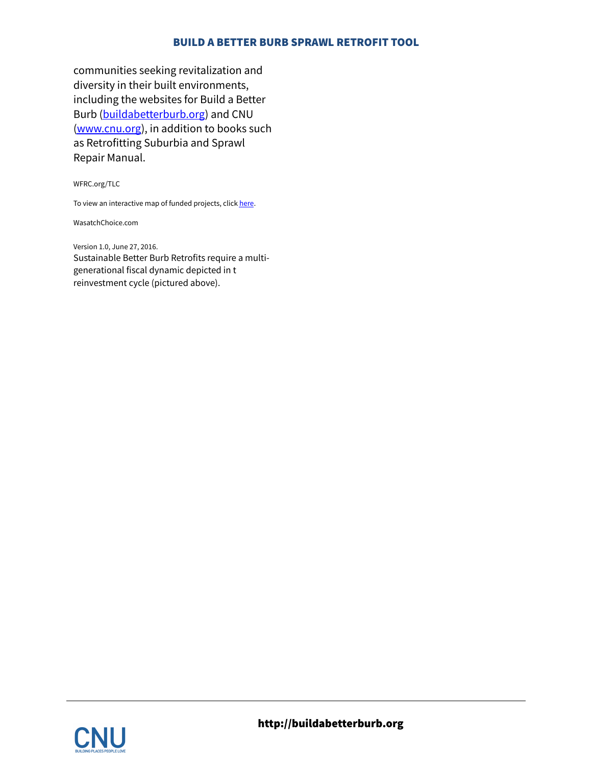communities seeking revitalization and diversity in their built environments, including the websites for Build a Better Burb ([buildabetterburb.org](http://buildabetterburb.org)) and CNU ([www.cnu.org](http://www.cnu.org)), in addition to books such as Retrofitting Suburbia and Sprawl Repair Manual.

WFRC.org/TLC

To view an interactive map of funded projects, click here.

WasatchChoice.com

Version 1.0, June 27, 2016.

Sustainable Better Burb Retrofits require a multi-generational fiscal dynamic depicted in t reinvestment cycle (pictured above).